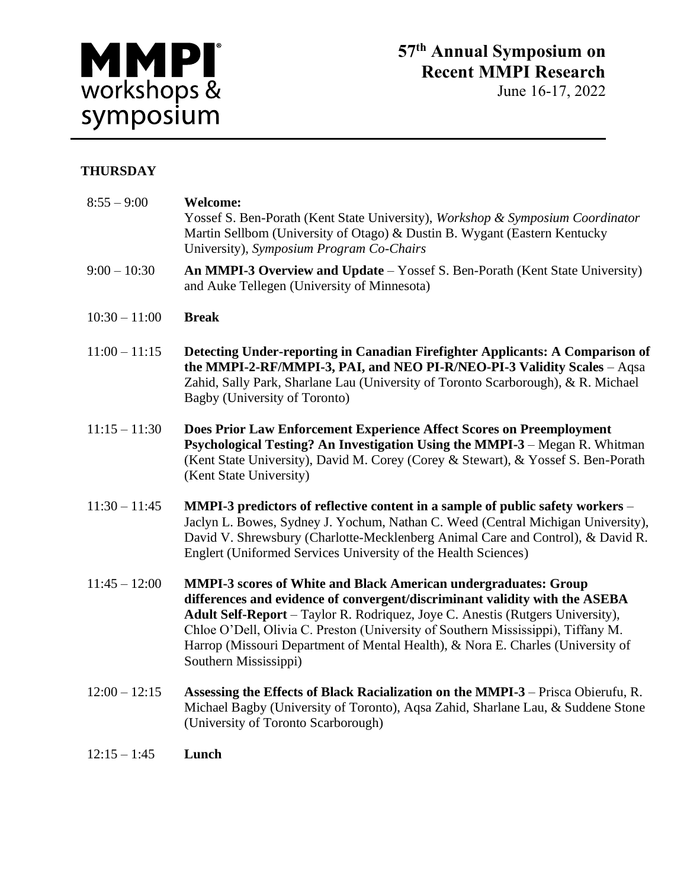# MMPI® workshops & symposium

## 57th Annual Symposium on Recent MMPI Research

June 16-17, 2022

---

### THURSDAY

| | |
|---|---|
| 8:55 – 9:00 | **Welcome:** Yossef S. Ben-Porath (Kent State University), *Workshop & Symposium Coordinator* Martin Sellbom (University of Otago) & Dustin B. Wygant (Eastern Kentucky University), *Symposium Program Co-Chairs* |
| 9:00 – 10:30 | **An MMPI-3 Overview and Update** – Yossef S. Ben-Porath (Kent State University) and Auke Tellegen (University of Minnesota) |
| 10:30 – 11:00 | **Break** |
| 11:00 – 11:15 | **Detecting Under-reporting in Canadian Firefighter Applicants: A Comparison of the MMPI-2-RF/MMPI-3, PAI, and NEO PI-R/NEO-PI-3 Validity Scales** – Aqsa Zahid, Sally Park, Sharlane Lau (University of Toronto Scarborough), & R. Michael Bagby (University of Toronto) |
| 11:15 – 11:30 | **Does Prior Law Enforcement Experience Affect Scores on Preemployment Psychological Testing? An Investigation Using the MMPI-3** – Megan R. Whitman (Kent State University), David M. Corey (Corey & Stewart), & Yossef S. Ben-Porath (Kent State University) |
| 11:30 – 11:45 | **MMPI-3 predictors of reflective content in a sample of public safety workers** – Jaclyn L. Bowes, Sydney J. Yochum, Nathan C. Weed (Central Michigan University), David V. Shrewsbury (Charlotte-Mecklenberg Animal Care and Control), & David R. Englert (Uniformed Services University of the Health Sciences) |
| 11:45 – 12:00 | **MMPI-3 scores of White and Black American undergraduates: Group differences and evidence of convergent/discriminant validity with the ASEBA Adult Self-Report** – Taylor R. Rodriquez, Joye C. Anestis (Rutgers University), Chloe O'Dell, Olivia C. Preston (University of Southern Mississippi), Tiffany M. Harrop (Missouri Department of Mental Health), & Nora E. Charles (University of Southern Mississippi) |
| 12:00 – 12:15 | **Assessing the Effects of Black Racialization on the MMPI-3** – Prisca Obierufu, R. Michael Bagby (University of Toronto), Aqsa Zahid, Sharlane Lau, & Suddene Stone (University of Toronto Scarborough) |
| 12:15 – 1:45 | **Lunch** |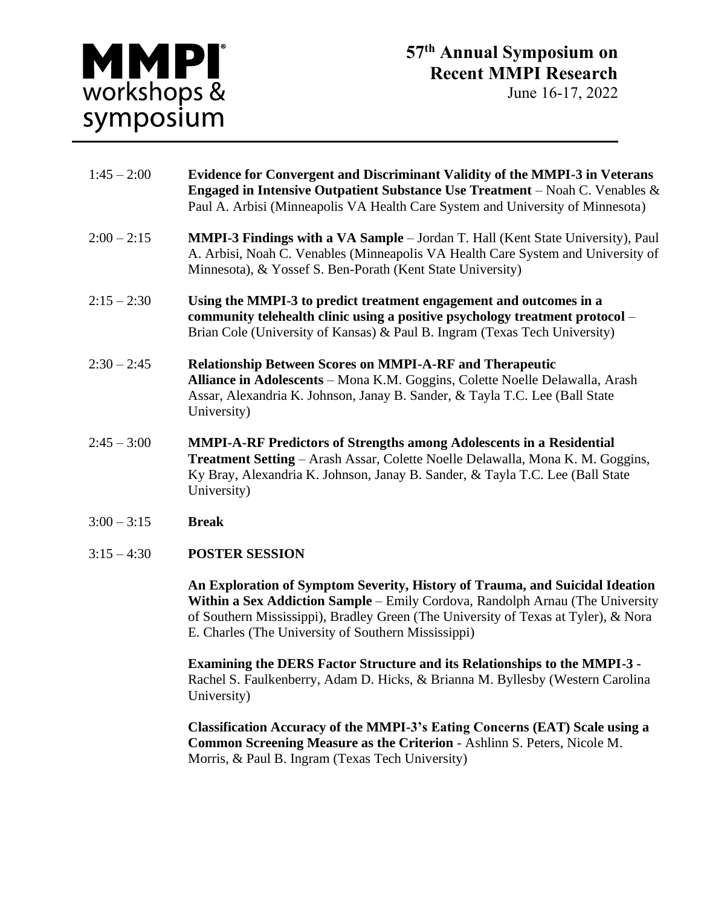1:45 – 2:00 **Evidence for Convergent and Discriminant Validity of the MMPI-3 in Veterans Engaged in Intensive Outpatient Substance Use Treatment** – Noah C. Venables & Paul A. Arbisi (Minneapolis VA Health Care System and University of Minnesota)

2:00 – 2:15 **MMPI-3 Findings with a VA Sample** – Jordan T. Hall (Kent State University), Paul A. Arbisi, Noah C. Venables (Minneapolis VA Health Care System and University of Minnesota), & Yossef S. Ben-Porath (Kent State University)

2:15 – 2:30 **Using the MMPI-3 to predict treatment engagement and outcomes in a community telehealth clinic using a positive psychology treatment protocol** – Brian Cole (University of Kansas) & Paul B. Ingram (Texas Tech University)

2:30 – 2:45 **Relationship Between Scores on MMPI-A-RF and Therapeutic Alliance in Adolescents** – Mona K.M. Goggins, Colette Noelle Delawalla, Arash Assar, Alexandria K. Johnson, Janay B. Sander, & Tayla T.C. Lee (Ball State University)

2:45 – 3:00 **MMPI-A-RF Predictors of Strengths among Adolescents in a Residential Treatment Setting** – Arash Assar, Colette Noelle Delawalla, Mona K. M. Goggins, Ky Bray, Alexandria K. Johnson, Janay B. Sander, & Tayla T.C. Lee (Ball State University)

3:00 – 3:15 **Break**

3:15 – 4:30 **POSTER SESSION**

**An Exploration of Symptom Severity, History of Trauma, and Suicidal Ideation Within a Sex Addiction Sample** – Emily Cordova, Randolph Arnau (The University of Southern Mississippi), Bradley Green (The University of Texas at Tyler), & Nora E. Charles (The University of Southern Mississippi)

**Examining the DERS Factor Structure and its Relationships to the MMPI-3 -** Rachel S. Faulkenberry, Adam D. Hicks, & Brianna M. Byllesby (Western Carolina University)

**Classification Accuracy of the MMPI-3's Eating Concerns (EAT) Scale using a Common Screening Measure as the Criterion** - Ashlinn S. Peters, Nicole M. Morris, & Paul B. Ingram (Texas Tech University)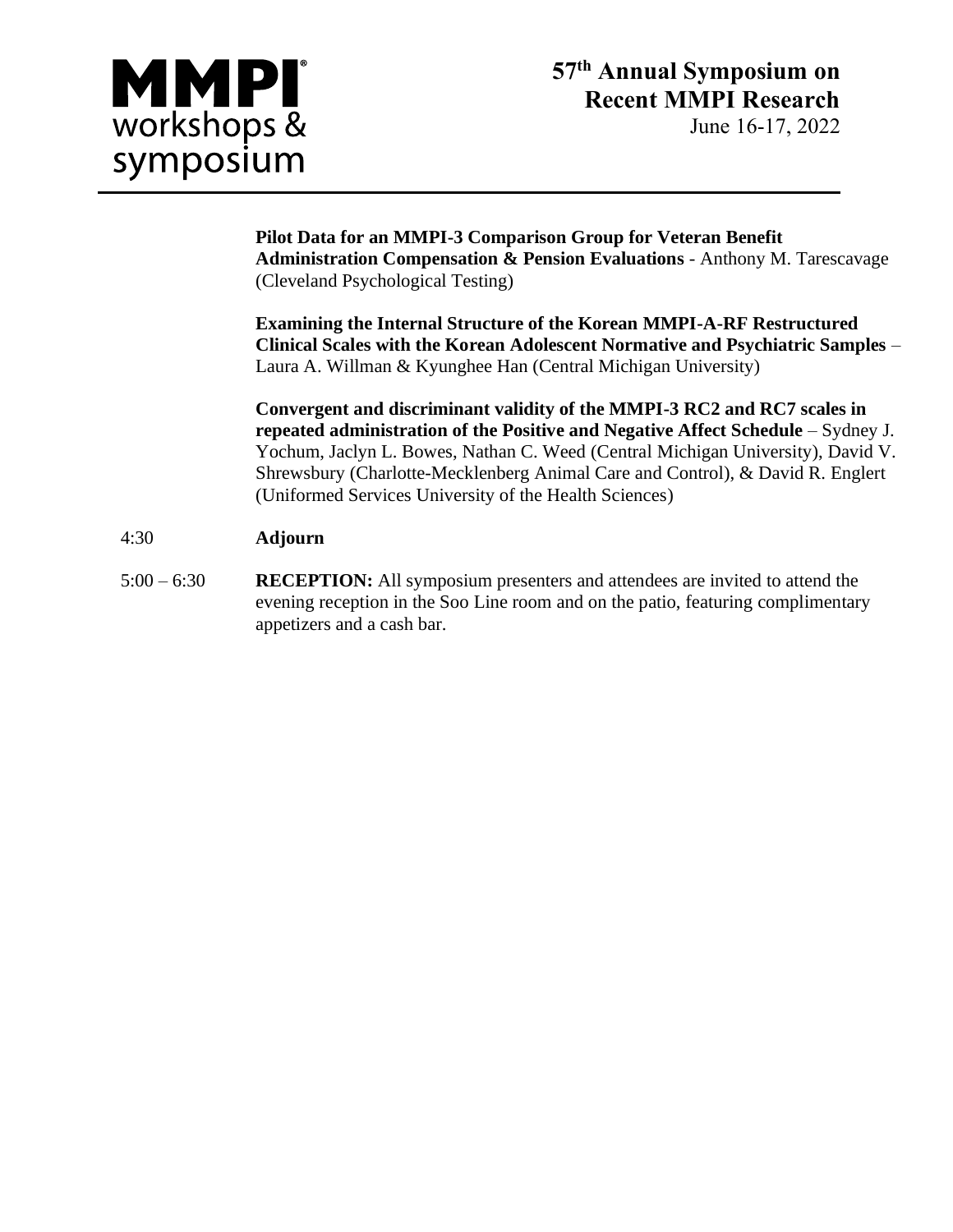**Pilot Data for an MMPI-3 Comparison Group for Veteran Benefit Administration Compensation & Pension Evaluations** - Anthony M. Tarescavage (Cleveland Psychological Testing)

**Examining the Internal Structure of the Korean MMPI-A-RF Restructured Clinical Scales with the Korean Adolescent Normative and Psychiatric Samples** – Laura A. Willman & Kyunghee Han (Central Michigan University)

**Convergent and discriminant validity of the MMPI-3 RC2 and RC7 scales in repeated administration of the Positive and Negative Affect Schedule** – Sydney J. Yochum, Jaclyn L. Bowes, Nathan C. Weed (Central Michigan University), David V. Shrewsbury (Charlotte-Mecklenberg Animal Care and Control), & David R. Englert (Uniformed Services University of the Health Sciences)

4:30 **Adjourn**

5:00 – 6:30 **RECEPTION:** All symposium presenters and attendees are invited to attend the evening reception in the Soo Line room and on the patio, featuring complimentary appetizers and a cash bar.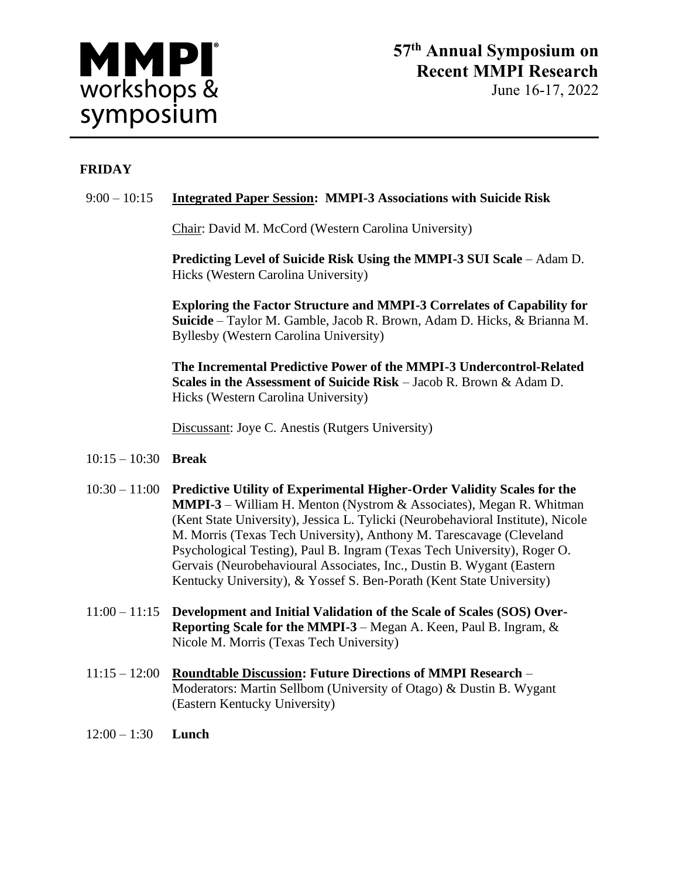# 57th Annual Symposium on Recent MMPI Research

June 16-17, 2022

## FRIDAY

9:00 – 10:15 **Integrated Paper Session: MMPI-3 Associations with Suicide Risk**

Chair: David M. McCord (Western Carolina University)

**Predicting Level of Suicide Risk Using the MMPI-3 SUI Scale** – Adam D. Hicks (Western Carolina University)

**Exploring the Factor Structure and MMPI-3 Correlates of Capability for Suicide** – Taylor M. Gamble, Jacob R. Brown, Adam D. Hicks, & Brianna M. Byllesby (Western Carolina University)

**The Incremental Predictive Power of the MMPI-3 Undercontrol-Related Scales in the Assessment of Suicide Risk** – Jacob R. Brown & Adam D. Hicks (Western Carolina University)

Discussant: Joye C. Anestis (Rutgers University)

10:15 – 10:30 **Break**

10:30 – 11:00 **Predictive Utility of Experimental Higher-Order Validity Scales for the MMPI-3** – William H. Menton (Nystrom & Associates), Megan R. Whitman (Kent State University), Jessica L. Tylicki (Neurobehavioral Institute), Nicole M. Morris (Texas Tech University), Anthony M. Tarescavage (Cleveland Psychological Testing), Paul B. Ingram (Texas Tech University), Roger O. Gervais (Neurobehavioural Associates, Inc., Dustin B. Wygant (Eastern Kentucky University), & Yossef S. Ben-Porath (Kent State University)

11:00 – 11:15 **Development and Initial Validation of the Scale of Scales (SOS) Over-Reporting Scale for the MMPI-3** – Megan A. Keen, Paul B. Ingram, & Nicole M. Morris (Texas Tech University)

11:15 – 12:00 **Roundtable Discussion: Future Directions of MMPI Research** – Moderators: Martin Sellbom (University of Otago) & Dustin B. Wygant (Eastern Kentucky University)

12:00 – 1:30 **Lunch**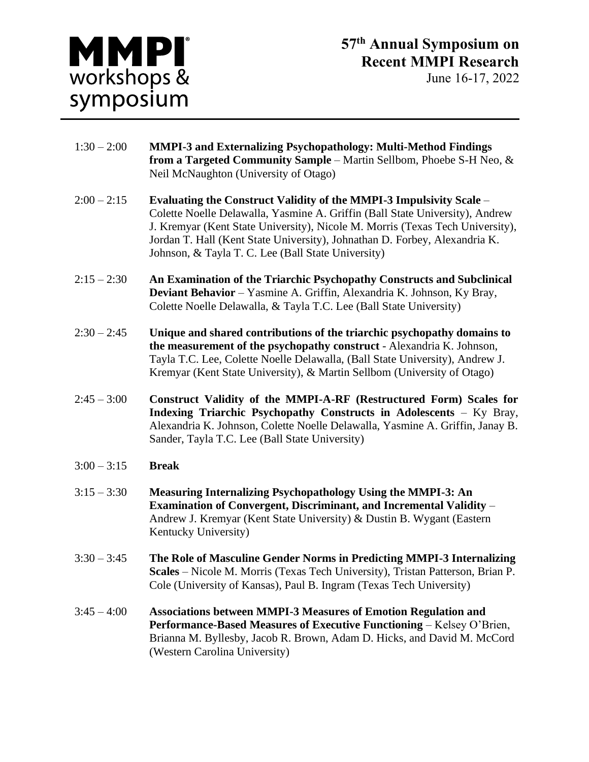- 1:30 – 2:00 **MMPI-3 and Externalizing Psychopathology: Multi-Method Findings from a Targeted Community Sample** – Martin Sellbom, Phoebe S-H Neo, & Neil McNaughton (University of Otago)

- 2:00 – 2:15 **Evaluating the Construct Validity of the MMPI-3 Impulsivity Scale** – Colette Noelle Delawalla, Yasmine A. Griffin (Ball State University), Andrew J. Kremyar (Kent State University), Nicole M. Morris (Texas Tech University), Jordan T. Hall (Kent State University), Johnathan D. Forbey, Alexandria K. Johnson, & Tayla T. C. Lee (Ball State University)

- 2:15 – 2:30 **An Examination of the Triarchic Psychopathy Constructs and Subclinical Deviant Behavior** – Yasmine A. Griffin, Alexandria K. Johnson, Ky Bray, Colette Noelle Delawalla, & Tayla T.C. Lee (Ball State University)

- 2:30 – 2:45 **Unique and shared contributions of the triarchic psychopathy domains to the measurement of the psychopathy construct** - Alexandria K. Johnson, Tayla T.C. Lee, Colette Noelle Delawalla, (Ball State University), Andrew J. Kremyar (Kent State University), & Martin Sellbom (University of Otago)

- 2:45 – 3:00 **Construct Validity of the MMPI-A-RF (Restructured Form) Scales for Indexing Triarchic Psychopathy Constructs in Adolescents** – Ky Bray, Alexandria K. Johnson, Colette Noelle Delawalla, Yasmine A. Griffin, Janay B. Sander, Tayla T.C. Lee (Ball State University)

- 3:00 – 3:15 **Break**

- 3:15 – 3:30 **Measuring Internalizing Psychopathology Using the MMPI-3: An Examination of Convergent, Discriminant, and Incremental Validity** – Andrew J. Kremyar (Kent State University) & Dustin B. Wygant (Eastern Kentucky University)

- 3:30 – 3:45 **The Role of Masculine Gender Norms in Predicting MMPI-3 Internalizing Scales** – Nicole M. Morris (Texas Tech University), Tristan Patterson, Brian P. Cole (University of Kansas), Paul B. Ingram (Texas Tech University)

- 3:45 – 4:00 **Associations between MMPI-3 Measures of Emotion Regulation and Performance-Based Measures of Executive Functioning** – Kelsey O'Brien, Brianna M. Byllesby, Jacob R. Brown, Adam D. Hicks, and David M. McCord (Western Carolina University)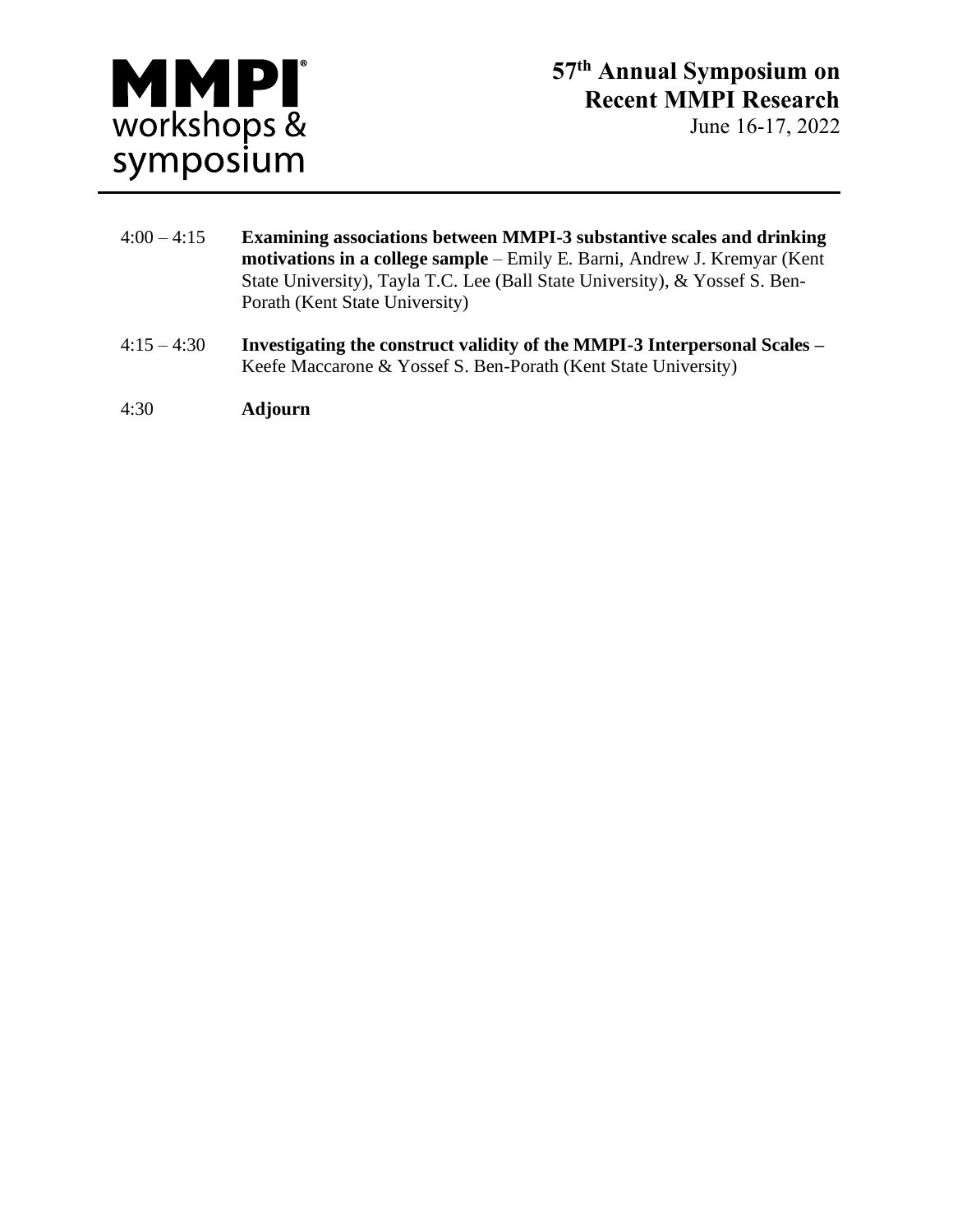4:00 – 4:15 **Examining associations between MMPI-3 substantive scales and drinking motivations in a college sample** – Emily E. Barni, Andrew J. Kremyar (Kent State University), Tayla T.C. Lee (Ball State University), & Yossef S. Ben-Porath (Kent State University)

4:15 – 4:30 **Investigating the construct validity of the MMPI-3 Interpersonal Scales –** Keefe Maccarone & Yossef S. Ben-Porath (Kent State University)

4:30 **Adjourn**